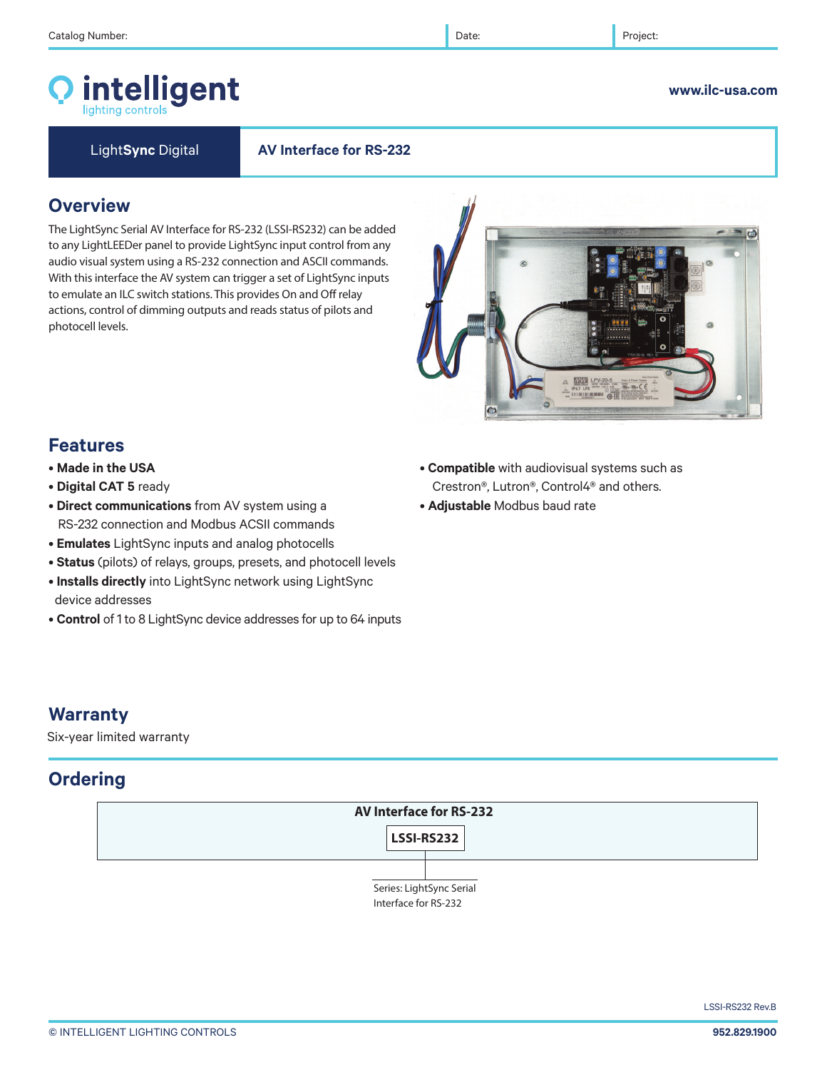Catalog Number: | Date: | Project:

**intelligent** lighting controls

www.ilc-usa.com

**LightSync Digital** | **AV Interface for RS-232**

## Overview

The LightSync Serial AV Interface for RS-232 (LSSI-RS232) can be added to any LightLEEDer panel to provide LightSync input control from any audio visual system using a RS-232 connection and ASCII commands. With this interface the AV system can trigger a set of LightSync inputs to emulate an ILC switch stations. This provides On and Off relay actions, control of dimming outputs and reads status of pilots and photocell levels.

## Features

- **Made in the USA**
- **Digital CAT 5** ready
- **Direct communications** from AV system using a RS-232 connection and Modbus ACSII commands
- **Emulates** LightSync inputs and analog photocells
- **Status** (pilots) of relays, groups, presets, and photocell levels
- **Installs directly** into LightSync network using LightSync device addresses
- **Control** of 1 to 8 LightSync device addresses for up to 64 inputs
- **Compatible** with audiovisual systems such as Crestron®, Lutron®, Control4® and others.
- **Adjustable** Modbus baud rate

## Warranty

Six-year limited warranty

## Ordering

| AV Interface for RS-232 |
|---|
| **LSSI-RS232** |

Series: LightSync Serial Interface for RS-232

LSSI-RS232 Rev.B

© INTELLIGENT LIGHTING CONTROLS

952.829.1900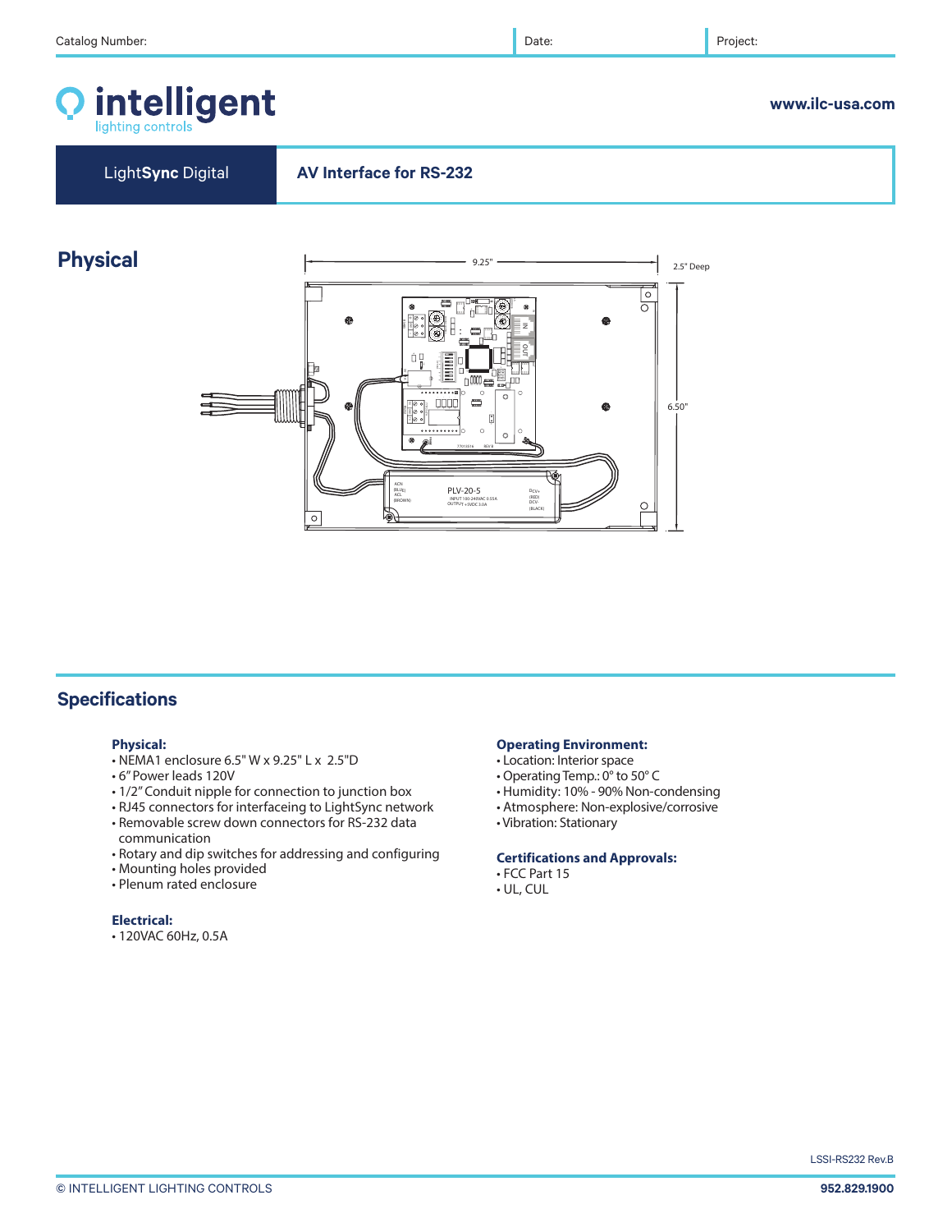Catalog Number: | Date: | Project:

# intelligent
lighting controls

www.ilc-usa.com

LightSync Digital

## AV Interface for RS-232

## Physical

9.25"

2.5" Deep

6.50"

PLV-20-5

## Specifications

### Physical:

- NEMA1 enclosure 6.5" W x 9.25" L x 2.5"D
- 6" Power leads 120V
- 1/2" Conduit nipple for connection to junction box
- RJ45 connectors for interfaceing to LightSync network
- Removable screw down connectors for RS-232 data communication
- Rotary and dip switches for addressing and configuring
- Mounting holes provided
- Plenum rated enclosure

### Electrical:

- 120VAC 60Hz, 0.5A

### Operating Environment:

- Location: Interior space
- Operating Temp.: 0° to 50° C
- Humidity: 10% - 90% Non-condensing
- Atmosphere: Non-explosive/corrosive
- Vibration: Stationary

### Certifications and Approvals:

- FCC Part 15
- UL, CUL

LSSI-RS232 Rev.B

© INTELLIGENT LIGHTING CONTROLS

952.829.1900